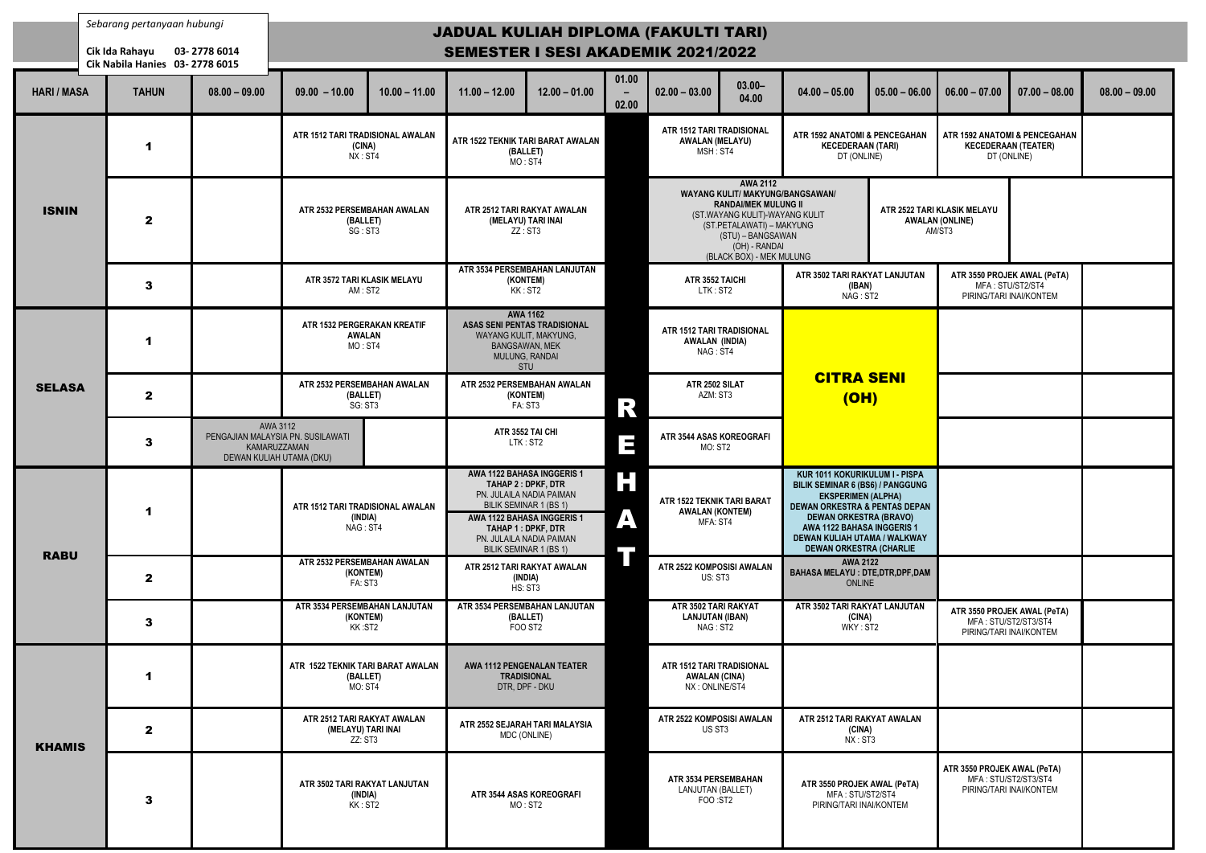*Sebarang pertanyaan hubungi*

**Cik Ida Rahayu 03- 2778 6014**
**Cik Nabila Hanies 03- 2778 6015**

# JADUAL KULIAH DIPLOMA (FAKULTI TARI)
## SEMESTER I SESI AKADEMIK 2021/2022

| HARI / MASA | TAHUN | 08.00 – 09.00 | 09.00 – 10.00 | 10.00 – 11.00 | 11.00 – 12.00 | 12.00 – 01.00 | 01.00 – 02.00 | 02.00 – 03.00 | 03.00– 04.00 | 04.00 – 05.00 | 05.00 – 06.00 | 06.00 – 07.00 | 07.00 – 08.00 | 08.00 – 09.00 |
|---|---|---|---|---|---|---|---|---|---|---|---|---|---|---|
| **ISNIN** | **1** | | ATR 1512 TARI TRADISIONAL AWALAN (CINA) NX : ST4 | | ATR 1522 TEKNIK TARI BARAT AWALAN (BALLET) MO : ST4 | | REHAT | ATR 1512 TARI TRADISIONAL AWALAN (MELAYU) MSH : ST4 | | ATR 1592 ANATOMI & PENCEGAHAN KECEDERAAN (TARI) DT (ONLINE) | | ATR 1592 ANATOMI & PENCEGAHAN KECEDERAAN (TEATER) DT (ONLINE) | | |
| | **2** | | ATR 2532 PERSEMBAHAN AWALAN (BALLET) SG : ST3 | | ATR 2512 TARI RAKYAT AWALAN (MELAYU) TARI INAI ZZ : ST3 | | REHAT | AWA 2112 WAYANG KULIT/ MAKYUNG/BANGSAWAN/ RANDAI/MEK MULUNG II (ST.WAYANG KULIT)-WAYANG KULIT (ST.PETALAWATI) – MAKYUNG (STU) – BANGSAWAN (OH) - RANDAI (BLACK BOX) - MEK MULUNG | | | ATR 2522 TARI KLASIK MELAYU AWALAN (ONLINE) AM/ST3 | | | |
| | **3** | | ATR 3572 TARI KLASIK MELAYU AM : ST2 | | ATR 3534 PERSEMBAHAN LANJUTAN (KONTEM) KK : ST2 | | REHAT | ATR 3552 TAICHI LTK : ST2 | | ATR 3502 TARI RAKYAT LANJUTAN (IBAN) NAG : ST2 | | ATR 3550 PROJEK AWAL (PeTA) MFA : STU/ST2/ST4 PIRING/TARI INAI/KONTEM | | |
| **SELASA** | **1** | | ATR 1532 PERGERAKAN KREATIF AWALAN MO : ST4 | | AWA 1162 ASAS SENI PENTAS TRADISIONAL WAYANG KULIT, MAKYUNG, BANGSAWAN, MEK MULUNG, RANDAI STU | | REHAT | ATR 1512 TARI TRADISIONAL AWALAN (INDIA) NAG : ST4 | | CITRA SENI (OH) | | | | |
| | **2** | | ATR 2532 PERSEMBAHAN AWALAN (BALLET) SG: ST3 | | ATR 2532 PERSEMBAHAN AWALAN (KONTEM) FA: ST3 | | REHAT | ATR 2502 SILAT AZM: ST3 | | CITRA SENI (OH) | | | | |
| | **3** | AWA 3112 PENGAJIAN MALAYSIA PN. SUSILAWATI KAMARUZZAMAN DEWAN KULIAH UTAMA (DKU) | | | ATR 3552 TAI CHI LTK : ST2 | | REHAT | ATR 3544 ASAS KOREOGRAFI MO: ST2 | | CITRA SENI (OH) | | | | |
| **RABU** | **1** | | ATR 1512 TARI TRADISIONAL AWALAN (INDIA) NAG : ST4 | | AWA 1122 BAHASA INGGERIS 1 TAHAP 2 : DPKF, DTR PN. JULAILA NADIA PAIMAN BILIK SEMINAR 1 (BS 1) / AWA 1122 BAHASA INGGERIS 1 TAHAP 1 : DPKF, DTR PN. JULAILA NADIA PAIMAN BILIK SEMINAR 1 (BS 1) | | REHAT | ATR 1522 TEKNIK TARI BARAT AWALAN (KONTEM) MFA: ST4 | | KUR 1011 KOKURIKULUM I - PISPA BILIK SEMINAR 6 (BS6) / PANGGUNG EKSPERIMEN (ALPHA) DEWAN ORKESTRA & PENTAS DEPAN DEWAN ORKESTRA (BRAVO) AWA 1122 BAHASA INGGERIS 1 DEWAN KULIAH UTAMA / WALKWAY DEWAN ORKESTRA (CHARLIE | | | | |
| | **2** | | ATR 2532 PERSEMBAHAN AWALAN (KONTEM) FA: ST3 | | ATR 2512 TARI RAKYAT AWALAN (INDIA) HS: ST3 | | REHAT | ATR 2522 KOMPOSISI AWALAN US: ST3 | | AWA 2122 BAHASA MELAYU : DTE,DTR,DPF,DAM ONLINE | | | | |
| | **3** | | ATR 3534 PERSEMBAHAN LANJUTAN (KONTEM) KK :ST2 | | ATR 3534 PERSEMBAHAN LANJUTAN (BALLET) FOO ST2 | | REHAT | ATR 3502 TARI RAKYAT LANJUTAN (IBAN) NAG : ST2 | | ATR 3502 TARI RAKYAT LANJUTAN (CINA) WKY : ST2 | | ATR 3550 PROJEK AWAL (PeTA) MFA : STU/ST2/ST3/ST4 PIRING/TARI INAI/KONTEM | | |
| **KHAMIS** | **1** | | ATR 1522 TEKNIK TARI BARAT AWALAN (BALLET) MO: ST4 | | AWA 1112 PENGENALAN TEATER TRADISIONAL DTR, DPF - DKU | | REHAT | ATR 1512 TARI TRADISIONAL AWALAN (CINA) NX : ONLINE/ST4 | | | | | | |
| | **2** | | ATR 2512 TARI RAKYAT AWALAN (MELAYU) TARI INAI ZZ: ST3 | | ATR 2552 SEJARAH TARI MALAYSIA MDC (ONLINE) | | REHAT | ATR 2522 KOMPOSISI AWALAN US ST3 | | ATR 2512 TARI RAKYAT AWALAN (CINA) NX : ST3 | | | | |
| | **3** | | ATR 3502 TARI RAKYAT LANJUTAN (INDIA) KK : ST2 | | ATR 3544 ASAS KOREOGRAFI MO : ST2 | | REHAT | ATR 3534 PERSEMBAHAN LANJUTAN (BALLET) FOO :ST2 | | ATR 3550 PROJEK AWAL (PeTA) MFA : STU/ST2/ST4 PIRING/TARI INAI/KONTEM | | ATR 3550 PROJEK AWAL (PeTA) MFA : STU/ST2/ST3/ST4 PIRING/TARI INAI/KONTEM | | |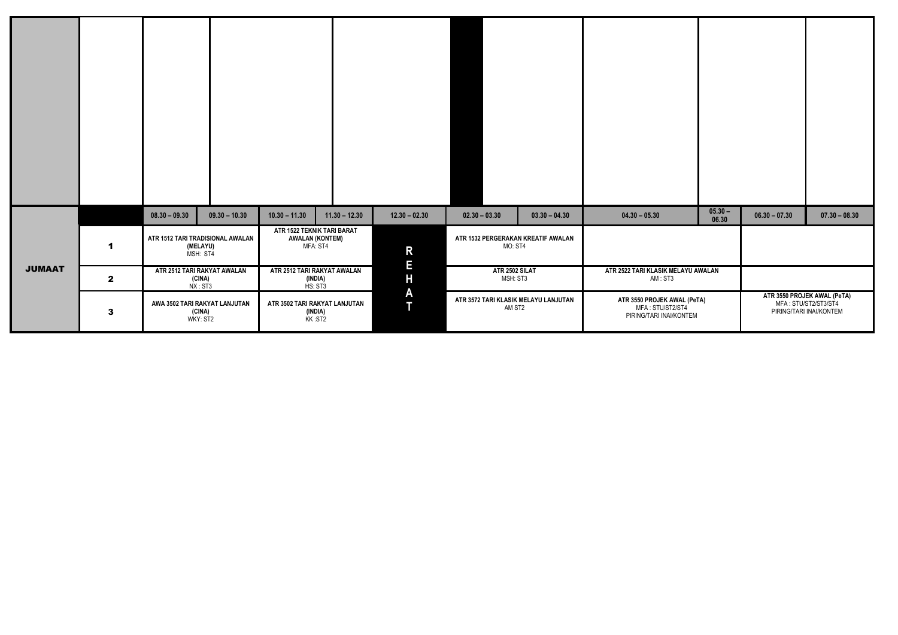| | | 08.30 – 09.30 | 09.30 – 10.30 | 10.30 – 11.30 | 11.30 – 12.30 | 12.30 – 02.30 | 02.30 – 03.30 | 03.30 – 04.30 | 04.30 – 05.30 | 05.30 – 06.30 | 06.30 – 07.30 | 07.30 – 08.30 |
|---|---|---|---|---|---|---|---|---|---|---|---|---|
| JUMAAT | 1 | ATR 1512 TARI TRADISIONAL AWALAN (MELAYU) MSH: ST4 | | ATR 1522 TEKNIK TARI BARAT AWALAN (KONTEM) MFA: ST4 | | R E H A T | ATR 1532 PERGERAKAN KREATIF AWALAN MO: ST4 | | | | | |
| | 2 | ATR 2512 TARI RAKYAT AWALAN (CINA) NX : ST3 | | ATR 2512 TARI RAKYAT AWALAN (INDIA) HS: ST3 | | | ATR 2502 SILAT MSH: ST3 | | ATR 2522 TARI KLASIK MELAYU AWALAN AM : ST3 | | | |
| | 3 | AWA 3502 TARI RAKYAT LANJUTAN (CINA) WKY: ST2 | | ATR 3502 TARI RAKYAT LANJUTAN (INDIA) KK :ST2 | | | ATR 3572 TARI KLASIK MELAYU LANJUTAN AM ST2 | | ATR 3550 PROJEK AWAL (PeTA) MFA : STU/ST2/ST4 PIRING/TARI INAI/KONTEM | | ATR 3550 PROJEK AWAL (PeTA) MFA : STU/ST2/ST3/ST4 PIRING/TARI INAI/KONTEM | |